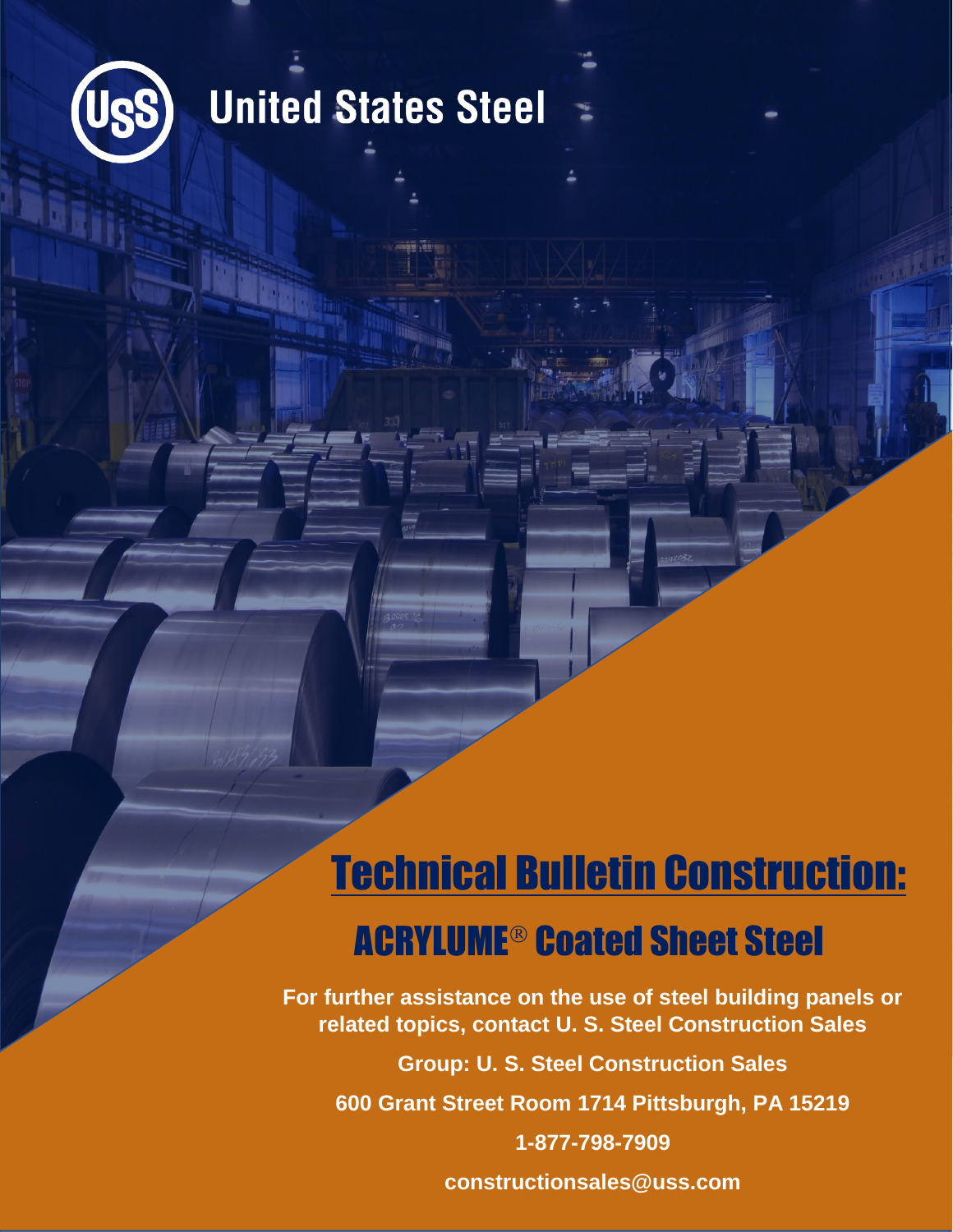United States Steel

# Technical Bulletin Construction:

## ACRYLUME® Coated Sheet Steel

**For further assistance on the use of steel building panels or related topics, contact U. S. Steel Construction Sales**

**Group: U. S. Steel Construction Sales**

**600 Grant Street Room 1714 Pittsburgh, PA 15219**

**1-877-798-7909**

**constructionsales@uss.com**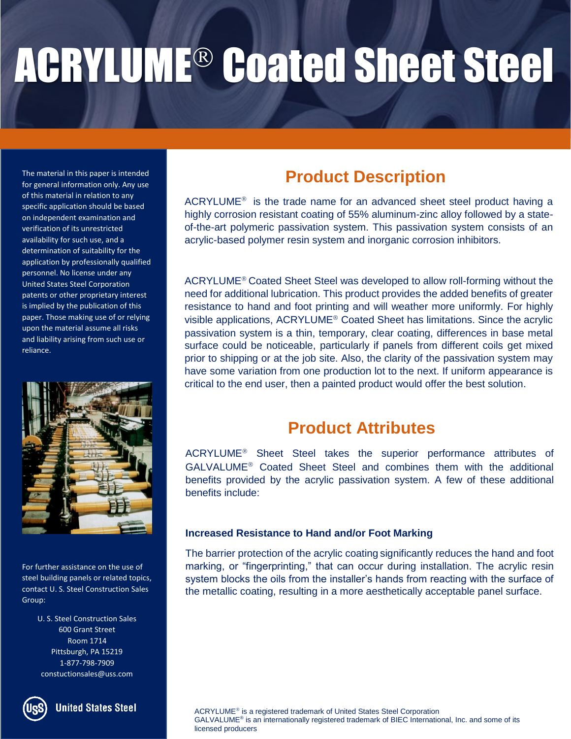# ACRYLUME® Coated Sheet Steel

The material in this paper is intended for general information only. Any use of this material in relation to any specific application should be based on independent examination and verification of its unrestricted availability for such use, and a determination of suitability for the application by professionally qualified personnel. No license under any United States Steel Corporation patents or other proprietary interest is implied by the publication of this paper. Those making use of or relying upon the material assume all risks and liability arising from such use or reliance.

For further assistance on the use of steel building panels or related topics, contact U. S. Steel Construction Sales Group:

U. S. Steel Construction Sales
600 Grant Street
Room 1714
Pittsburgh, PA 15219
1-877-798-7909
constuctionsales@uss.com

United States Steel

## Product Description

ACRYLUME® is the trade name for an advanced sheet steel product having a highly corrosion resistant coating of 55% aluminum-zinc alloy followed by a state-of-the-art polymeric passivation system. This passivation system consists of an acrylic-based polymer resin system and inorganic corrosion inhibitors.

ACRYLUME® Coated Sheet Steel was developed to allow roll-forming without the need for additional lubrication. This product provides the added benefits of greater resistance to hand and foot printing and will weather more uniformly. For highly visible applications, ACRYLUME® Coated Sheet has limitations. Since the acrylic passivation system is a thin, temporary, clear coating, differences in base metal surface could be noticeable, particularly if panels from different coils get mixed prior to shipping or at the job site. Also, the clarity of the passivation system may have some variation from one production lot to the next. If uniform appearance is critical to the end user, then a painted product would offer the best solution.

## Product Attributes

ACRYLUME® Sheet Steel takes the superior performance attributes of GALVALUME® Coated Sheet Steel and combines them with the additional benefits provided by the acrylic passivation system. A few of these additional benefits include:

### Increased Resistance to Hand and/or Foot Marking

The barrier protection of the acrylic coating significantly reduces the hand and foot marking, or "fingerprinting," that can occur during installation. The acrylic resin system blocks the oils from the installer's hands from reacting with the surface of the metallic coating, resulting in a more aesthetically acceptable panel surface.

ACRYLUME® is a registered trademark of United States Steel Corporation
GALVALUME® is an internationally registered trademark of BIEC International, Inc. and some of its licensed producers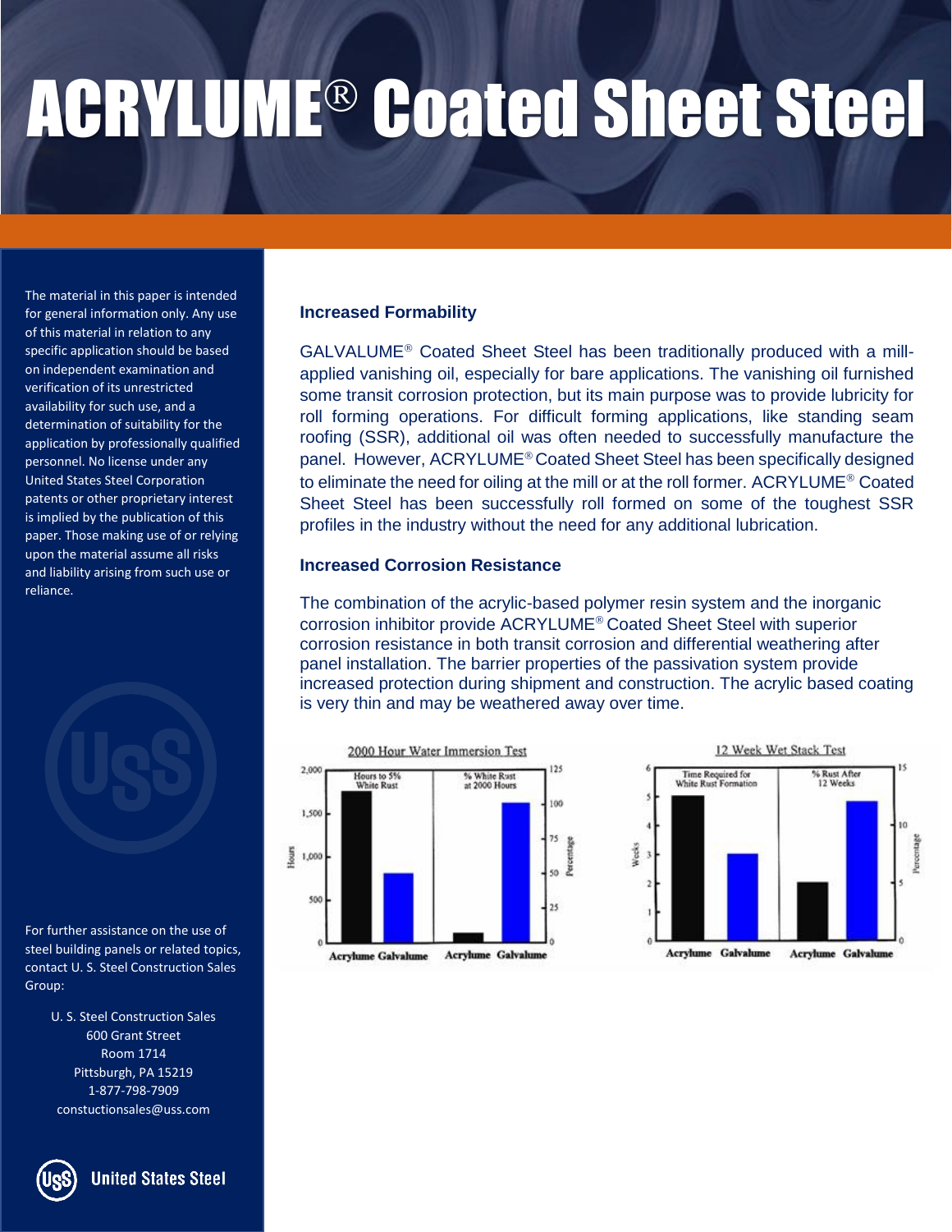# ACRYLUME® Coated Sheet Steel

The material in this paper is intended for general information only. Any use of this material in relation to any specific application should be based on independent examination and verification of its unrestricted availability for such use, and a determination of suitability for the application by professionally qualified personnel. No license under any United States Steel Corporation patents or other proprietary interest is implied by the publication of this paper. Those making use of or relying upon the material assume all risks and liability arising from such use or reliance.

For further assistance on the use of steel building panels or related topics, contact U. S. Steel Construction Sales Group:

U. S. Steel Construction Sales
600 Grant Street
Room 1714
Pittsburgh, PA 15219
1-877-798-7909
constuctionsales@uss.com

United States Steel

### Increased Formability

GALVALUME® Coated Sheet Steel has been traditionally produced with a mill-applied vanishing oil, especially for bare applications. The vanishing oil furnished some transit corrosion protection, but its main purpose was to provide lubricity for roll forming operations. For difficult forming applications, like standing seam roofing (SSR), additional oil was often needed to successfully manufacture the panel. However, ACRYLUME® Coated Sheet Steel has been specifically designed to eliminate the need for oiling at the mill or at the roll former. ACRYLUME® Coated Sheet Steel has been successfully roll formed on some of the toughest SSR profiles in the industry without the need for any additional lubrication.

### Increased Corrosion Resistance

The combination of the acrylic-based polymer resin system and the inorganic corrosion inhibitor provide ACRYLUME® Coated Sheet Steel with superior corrosion resistance in both transit corrosion and differential weathering after panel installation. The barrier properties of the passivation system provide increased protection during shipment and construction. The acrylic based coating is very thin and may be weathered away over time.

2000 Hour Water Immersion Test

Hours to 5% White Rust

% White Rust at 2000 Hours

Hours

Percentage

2,000
1,500
1,000
500
0

125
100
75
50
25
0

Acrylume Galvalume Acrylume Galvalume

12 Week Wet Stack Test

Time Required for White Rust Formation

% Rust After 12 Weeks

Weeks

Percentage

6
5
4
3
2
1
0

15
10
5
0

Acrylume Galvalume Acrylume Galvalume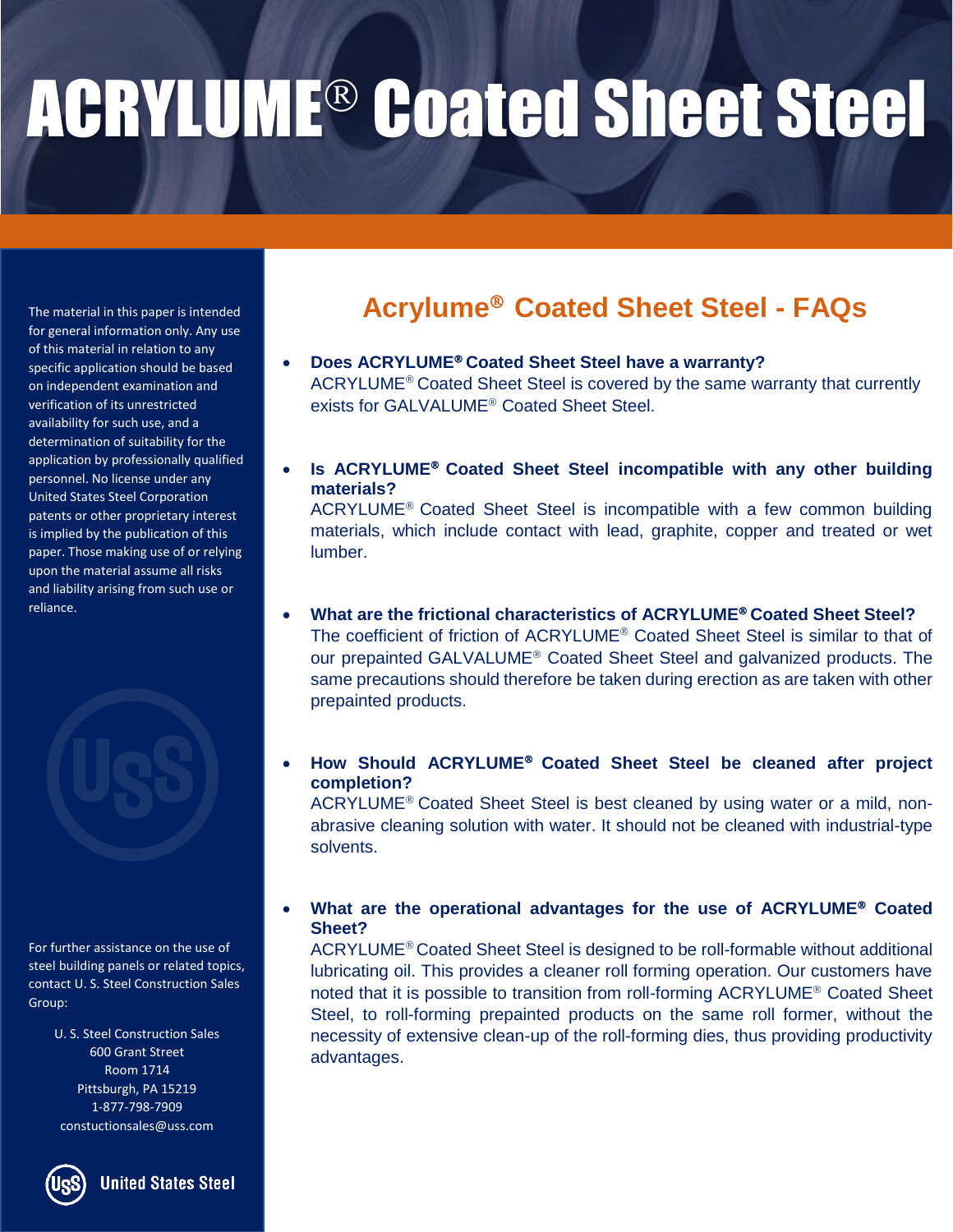# ACRYLUME® Coated Sheet Steel

The material in this paper is intended for general information only. Any use of this material in relation to any specific application should be based on independent examination and verification of its unrestricted availability for such use, and a determination of suitability for the application by professionally qualified personnel. No license under any United States Steel Corporation patents or other proprietary interest is implied by the publication of this paper. Those making use of or relying upon the material assume all risks and liability arising from such use or reliance.

## Acrylume® Coated Sheet Steel - FAQs

- **Does ACRYLUME® Coated Sheet Steel have a warranty?**
  ACRYLUME® Coated Sheet Steel is covered by the same warranty that currently exists for GALVALUME® Coated Sheet Steel.

- **Is ACRYLUME® Coated Sheet Steel incompatible with any other building materials?**
  ACRYLUME® Coated Sheet Steel is incompatible with a few common building materials, which include contact with lead, graphite, copper and treated or wet lumber.

- **What are the frictional characteristics of ACRYLUME® Coated Sheet Steel?**
  The coefficient of friction of ACRYLUME® Coated Sheet Steel is similar to that of our prepainted GALVALUME® Coated Sheet Steel and galvanized products. The same precautions should therefore be taken during erection as are taken with other prepainted products.

- **How Should ACRYLUME® Coated Sheet Steel be cleaned after project completion?**
  ACRYLUME® Coated Sheet Steel is best cleaned by using water or a mild, non-abrasive cleaning solution with water. It should not be cleaned with industrial-type solvents.

- **What are the operational advantages for the use of ACRYLUME® Coated Sheet?**
  ACRYLUME® Coated Sheet Steel is designed to be roll-formable without additional lubricating oil. This provides a cleaner roll forming operation. Our customers have noted that it is possible to transition from roll-forming ACRYLUME® Coated Sheet Steel, to roll-forming prepainted products on the same roll former, without the necessity of extensive clean-up of the roll-forming dies, thus providing productivity advantages.

For further assistance on the use of steel building panels or related topics, contact U. S. Steel Construction Sales Group:

U. S. Steel Construction Sales
600 Grant Street
Room 1714
Pittsburgh, PA 15219
1-877-798-7909
constuctionsales@uss.com

United States Steel